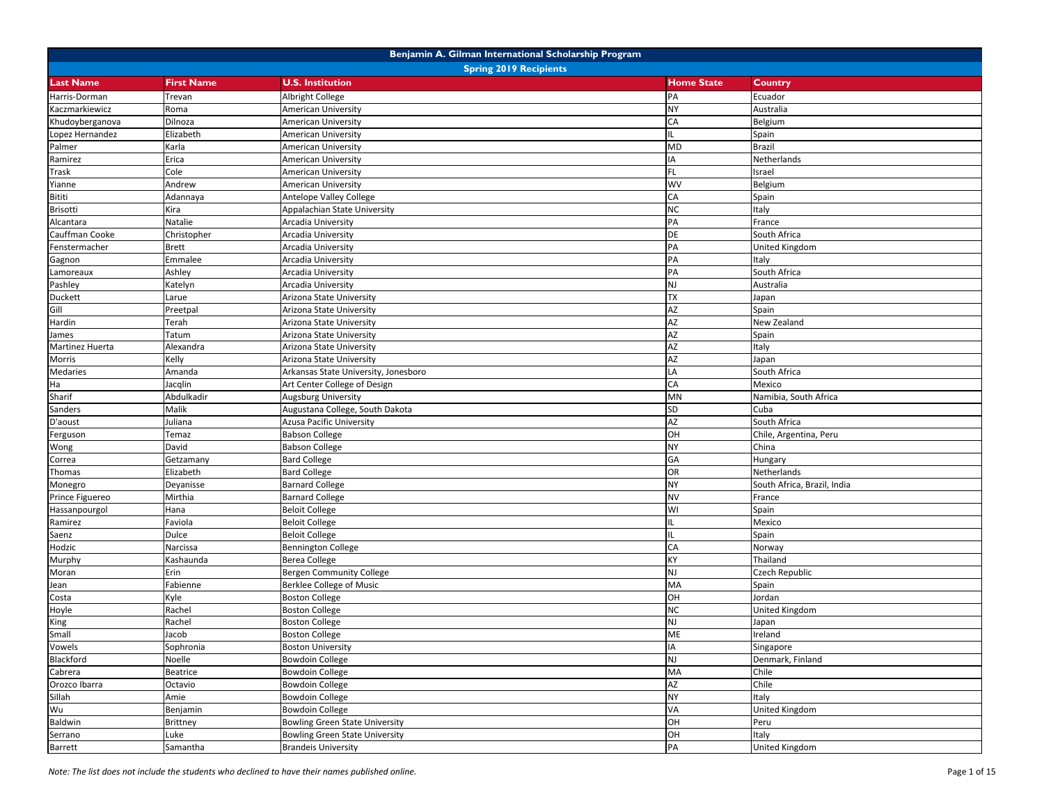# Benjamin A. Gilman International Scholarship Program

## Spring 2019 Recipients

| Last Name | First Name | U.S. Institution | Home State | Country |
|---|---|---|---|---|
| Harris-Dorman | Trevan | Albright College | PA | Ecuador |
| Kaczmarkiewicz | Roma | American University | NY | Australia |
| Khudoyberganova | Dilnoza | American University | CA | Belgium |
| Lopez Hernandez | Elizabeth | American University | IL | Spain |
| Palmer | Karla | American University | MD | Brazil |
| Ramirez | Erica | American University | IA | Netherlands |
| Trask | Cole | American University | FL | Israel |
| Yianne | Andrew | American University | WV | Belgium |
| Bititi | Adannaya | Antelope Valley College | CA | Spain |
| Brisotti | Kira | Appalachian State University | NC | Italy |
| Alcantara | Natalie | Arcadia University | PA | France |
| Cauffman Cooke | Christopher | Arcadia University | DE | South Africa |
| Fenstermacher | Brett | Arcadia University | PA | United Kingdom |
| Gagnon | Emmalee | Arcadia University | PA | Italy |
| Lamoreaux | Ashley | Arcadia University | PA | South Africa |
| Pashley | Katelyn | Arcadia University | NJ | Australia |
| Duckett | Larue | Arizona State University | TX | Japan |
| Gill | Preetpal | Arizona State University | AZ | Spain |
| Hardin | Terah | Arizona State University | AZ | New Zealand |
| James | Tatum | Arizona State University | AZ | Spain |
| Martinez Huerta | Alexandra | Arizona State University | AZ | Italy |
| Morris | Kelly | Arizona State University | AZ | Japan |
| Medaries | Amanda | Arkansas State University, Jonesboro | LA | South Africa |
| Ha | Jacqlin | Art Center College of Design | CA | Mexico |
| Sharif | Abdulkadir | Augsburg University | MN | Namibia, South Africa |
| Sanders | Malik | Augustana College, South Dakota | SD | Cuba |
| D'aoust | Juliana | Azusa Pacific University | AZ | South Africa |
| Ferguson | Temaz | Babson College | OH | Chile, Argentina, Peru |
| Wong | David | Babson College | NY | China |
| Correa | Getzamany | Bard College | GA | Hungary |
| Thomas | Elizabeth | Bard College | OR | Netherlands |
| Monegro | Deyanisse | Barnard College | NY | South Africa, Brazil, India |
| Prince Figuereo | Mirthia | Barnard College | NV | France |
| Hassanpourgol | Hana | Beloit College | WI | Spain |
| Ramirez | Faviola | Beloit College | IL | Mexico |
| Saenz | Dulce | Beloit College | IL | Spain |
| Hodzic | Narcissa | Bennington College | CA | Norway |
| Murphy | Kashaunda | Berea College | KY | Thailand |
| Moran | Erin | Bergen Community College | NJ | Czech Republic |
| Jean | Fabienne | Berklee College of Music | MA | Spain |
| Costa | Kyle | Boston College | OH | Jordan |
| Hoyle | Rachel | Boston College | NC | United Kingdom |
| King | Rachel | Boston College | NJ | Japan |
| Small | Jacob | Boston College | ME | Ireland |
| Vowels | Sophronia | Boston University | IA | Singapore |
| Blackford | Noelle | Bowdoin College | NJ | Denmark, Finland |
| Cabrera | Beatrice | Bowdoin College | MA | Chile |
| Orozco Ibarra | Octavio | Bowdoin College | AZ | Chile |
| Sillah | Amie | Bowdoin College | NY | Italy |
| Wu | Benjamin | Bowdoin College | VA | United Kingdom |
| Baldwin | Brittney | Bowling Green State University | OH | Peru |
| Serrano | Luke | Bowling Green State University | OH | Italy |
| Barrett | Samantha | Brandeis University | PA | United Kingdom |

*Note: The list does not include the students who declined to have their names published online.*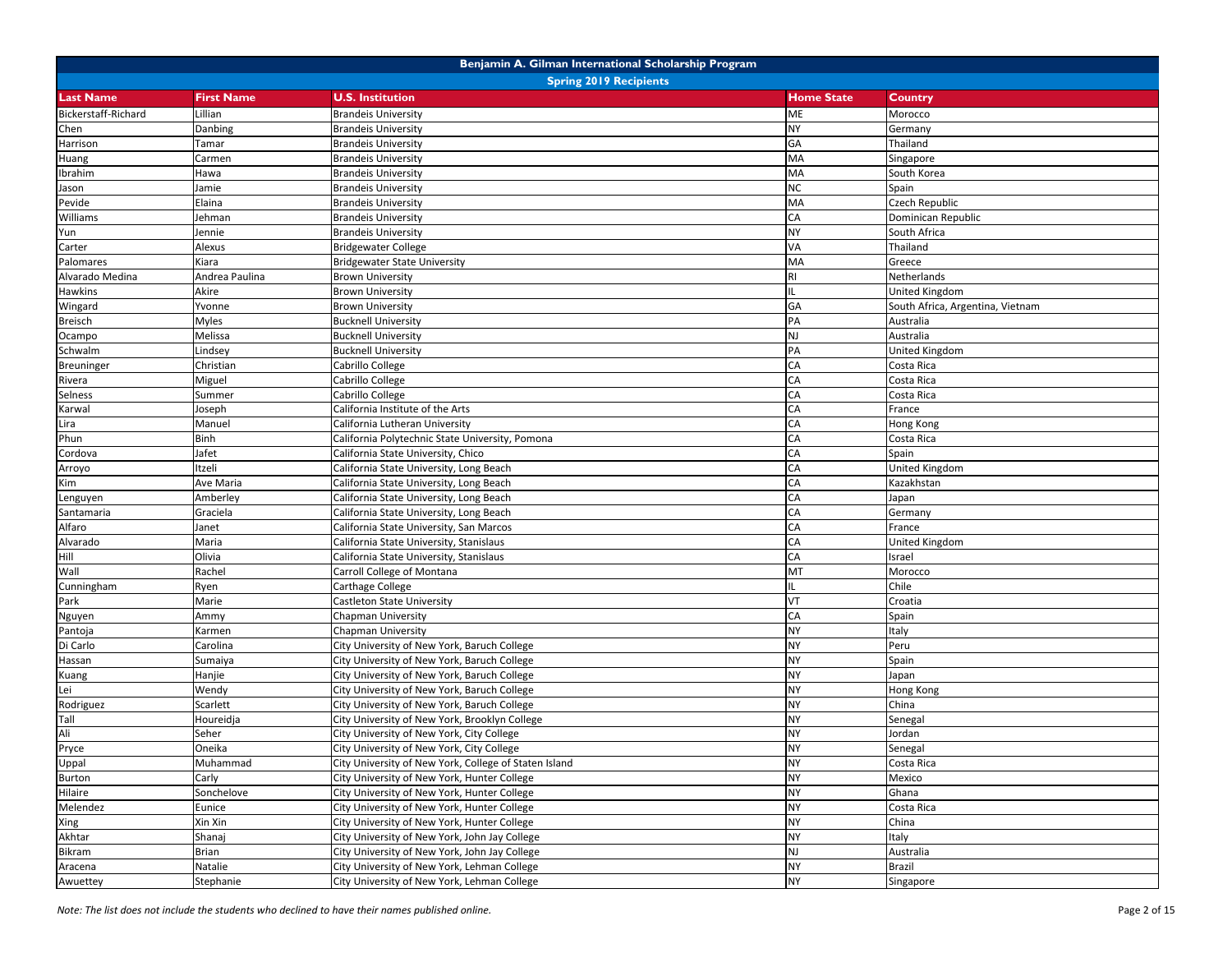| Benjamin A. Gilman International Scholarship Program | | | | |
|---|---|---|---|---|
| Spring 2019 Recipients | | | | |
| **Last Name** | **First Name** | **U.S. Institution** | **Home State** | **Country** |
| Bickerstaff-Richard | Lillian | Brandeis University | ME | Morocco |
| Chen | Danbing | Brandeis University | NY | Germany |
| Harrison | Tamar | Brandeis University | GA | Thailand |
| Huang | Carmen | Brandeis University | MA | Singapore |
| Ibrahim | Hawa | Brandeis University | MA | South Korea |
| Jason | Jamie | Brandeis University | NC | Spain |
| Pevide | Elaina | Brandeis University | MA | Czech Republic |
| Williams | Jehman | Brandeis University | CA | Dominican Republic |
| Yun | Jennie | Brandeis University | NY | South Africa |
| Carter | Alexus | Bridgewater College | VA | Thailand |
| Palomares | Kiara | Bridgewater State University | MA | Greece |
| Alvarado Medina | Andrea Paulina | Brown University | RI | Netherlands |
| Hawkins | Akire | Brown University | IL | United Kingdom |
| Wingard | Yvonne | Brown University | GA | South Africa, Argentina, Vietnam |
| Breisch | Myles | Bucknell University | PA | Australia |
| Ocampo | Melissa | Bucknell University | NJ | Australia |
| Schwalm | Lindsey | Bucknell University | PA | United Kingdom |
| Breuninger | Christian | Cabrillo College | CA | Costa Rica |
| Rivera | Miguel | Cabrillo College | CA | Costa Rica |
| Selness | Summer | Cabrillo College | CA | Costa Rica |
| Karwal | Joseph | California Institute of the Arts | CA | France |
| Lira | Manuel | California Lutheran University | CA | Hong Kong |
| Phun | Binh | California Polytechnic State University, Pomona | CA | Costa Rica |
| Cordova | Jafet | California State University, Chico | CA | Spain |
| Arroyo | Itzeli | California State University, Long Beach | CA | United Kingdom |
| Kim | Ave Maria | California State University, Long Beach | CA | Kazakhstan |
| Lenguyen | Amberley | California State University, Long Beach | CA | Japan |
| Santamaria | Graciela | California State University, Long Beach | CA | Germany |
| Alfaro | Janet | California State University, San Marcos | CA | France |
| Alvarado | Maria | California State University, Stanislaus | CA | United Kingdom |
| Hill | Olivia | California State University, Stanislaus | CA | Israel |
| Wall | Rachel | Carroll College of Montana | MT | Morocco |
| Cunningham | Ryen | Carthage College | IL | Chile |
| Park | Marie | Castleton State University | VT | Croatia |
| Nguyen | Ammy | Chapman University | CA | Spain |
| Pantoja | Karmen | Chapman University | NY | Italy |
| Di Carlo | Carolina | City University of New York, Baruch College | NY | Peru |
| Hassan | Sumaiya | City University of New York, Baruch College | NY | Spain |
| Kuang | Hanjie | City University of New York, Baruch College | NY | Japan |
| Lei | Wendy | City University of New York, Baruch College | NY | Hong Kong |
| Rodriguez | Scarlett | City University of New York, Baruch College | NY | China |
| Tall | Houreidja | City University of New York, Brooklyn College | NY | Senegal |
| Ali | Seher | City University of New York, City College | NY | Jordan |
| Pryce | Oneika | City University of New York, City College | NY | Senegal |
| Uppal | Muhammad | City University of New York, College of Staten Island | NY | Costa Rica |
| Burton | Carly | City University of New York, Hunter College | NY | Mexico |
| Hilaire | Sonchelove | City University of New York, Hunter College | NY | Ghana |
| Melendez | Eunice | City University of New York, Hunter College | NY | Costa Rica |
| Xing | Xin Xin | City University of New York, Hunter College | NY | China |
| Akhtar | Shanaj | City University of New York, John Jay College | NY | Italy |
| Bikram | Brian | City University of New York, John Jay College | NJ | Australia |
| Aracena | Natalie | City University of New York, Lehman College | NY | Brazil |
| Awuettey | Stephanie | City University of New York, Lehman College | NY | Singapore |

*Note: The list does not include the students who declined to have their names published online.*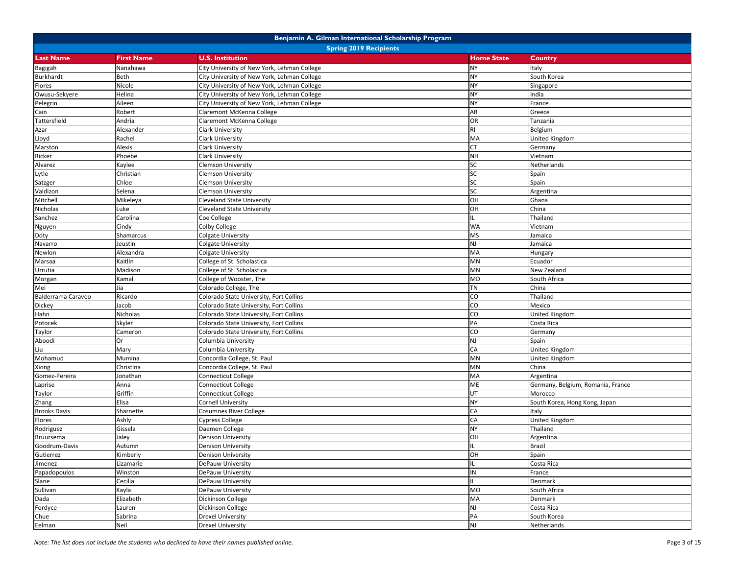| Benjamin A. Gilman International Scholarship Program | | | | |
|---|---|---|---|---|
| Spring 2019 Recipients | | | | |
| **Last Name** | **First Name** | **U.S. Institution** | **Home State** | **Country** |
| Bagigah | Nanahawa | City University of New York, Lehman College | NY | Italy |
| Burkhardt | Beth | City University of New York, Lehman College | NY | South Korea |
| Flores | Nicole | City University of New York, Lehman College | NY | Singapore |
| Owusu-Sekyere | Helina | City University of New York, Lehman College | NY | India |
| Pelegrin | Aileen | City University of New York, Lehman College | NY | France |
| Cain | Robert | Claremont McKenna College | AR | Greece |
| Tattersfield | Andria | Claremont McKenna College | OR | Tanzania |
| Azar | Alexander | Clark University | RI | Belgium |
| Lloyd | Rachel | Clark University | MA | United Kingdom |
| Marston | Alexis | Clark University | CT | Germany |
| Ricker | Phoebe | Clark University | NH | Vietnam |
| Alvarez | Kaylee | Clemson University | SC | Netherlands |
| Lytle | Christian | Clemson University | SC | Spain |
| Satzger | Chloe | Clemson University | SC | Spain |
| Valdizon | Selena | Clemson University | SC | Argentina |
| Mitchell | Mikeleya | Cleveland State University | OH | Ghana |
| Nicholas | Luke | Cleveland State University | OH | China |
| Sanchez | Carolina | Coe College | IL | Thailand |
| Nguyen | Cindy | Colby College | WA | Vietnam |
| Doty | Shamarcus | Colgate University | MS | Jamaica |
| Navarro | Jeustin | Colgate University | NJ | Jamaica |
| Newlon | Alexandra | Colgate University | MA | Hungary |
| Marsaa | Kaitlin | College of St. Scholastica | MN | Ecuador |
| Urrutia | Madison | College of St. Scholastica | MN | New Zealand |
| Morgan | Kamal | College of Wooster, The | MD | South Africa |
| Mei | Jia | Colorado College, The | TN | China |
| Balderrama Caraveo | Ricardo | Colorado State University, Fort Collins | CO | Thailand |
| Dickey | Jacob | Colorado State University, Fort Collins | CO | Mexico |
| Hahn | Nicholas | Colorado State University, Fort Collins | CO | United Kingdom |
| Potocek | Skyler | Colorado State University, Fort Collins | PA | Costa Rica |
| Taylor | Cameron | Colorado State University, Fort Collins | CO | Germany |
| Aboodi | Or | Columbia University | NJ | Spain |
| Liu | Mary | Columbia University | CA | United Kingdom |
| Mohamud | Mumina | Concordia College, St. Paul | MN | United Kingdom |
| Xiong | Christina | Concordia College, St. Paul | MN | China |
| Gomez-Pereira | Jonathan | Connecticut College | MA | Argentina |
| Laprise | Anna | Connecticut College | ME | Germany, Belgium, Romania, France |
| Taylor | Griffin | Connecticut College | UT | Morocco |
| Zhang | Elisa | Cornell University | NY | South Korea, Hong Kong, Japan |
| Brooks Davis | Sharnette | Cosumnes River College | CA | Italy |
| Flores | Ashly | Cypress College | CA | United Kingdom |
| Rodriguez | Gissela | Daemen College | NY | Thailand |
| Bruursema | Jaley | Denison University | OH | Argentina |
| Goodrum-Davis | Autumn | Denison University | IL | Brazil |
| Gutierrez | Kimberly | Denison University | OH | Spain |
| Jimenez | Lizamarie | DePauw University | IL | Costa Rica |
| Papadopoulos | Winston | DePauw University | IN | France |
| Slane | Cecilia | DePauw University | IL | Denmark |
| Sullivan | Kayla | DePauw University | MO | South Africa |
| Dada | Elizabeth | Dickinson College | MA | Denmark |
| Fordyce | Lauren | Dickinson College | NJ | Costa Rica |
| Chue | Sabrina | Drexel University | PA | South Korea |
| Eelman | Neil | Drexel University | NJ | Netherlands |

*Note: The list does not include the students who declined to have their names published online.*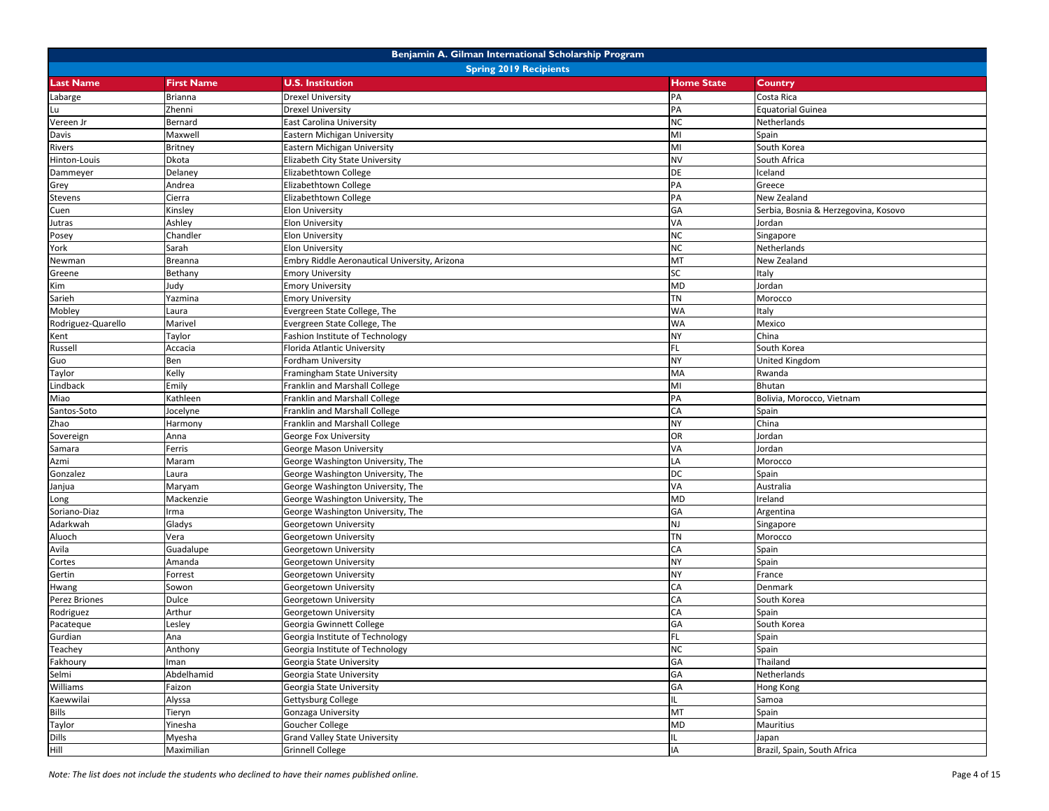# Benjamin A. Gilman International Scholarship Program

## Spring 2019 Recipients

| Last Name | First Name | U.S. Institution | Home State | Country |
|---|---|---|---|---|
| Labarge | Brianna | Drexel University | PA | Costa Rica |
| Lu | Zhenni | Drexel University | PA | Equatorial Guinea |
| Vereen Jr | Bernard | East Carolina University | NC | Netherlands |
| Davis | Maxwell | Eastern Michigan University | MI | Spain |
| Rivers | Britney | Eastern Michigan University | MI | South Korea |
| Hinton-Louis | Dkota | Elizabeth City State University | NV | South Africa |
| Dammeyer | Delaney | Elizabethtown College | DE | Iceland |
| Grey | Andrea | Elizabethtown College | PA | Greece |
| Stevens | Cierra | Elizabethtown College | PA | New Zealand |
| Cuen | Kinsley | Elon University | GA | Serbia, Bosnia & Herzegovina, Kosovo |
| Jutras | Ashley | Elon University | VA | Jordan |
| Posey | Chandler | Elon University | NC | Singapore |
| York | Sarah | Elon University | NC | Netherlands |
| Newman | Breanna | Embry Riddle Aeronautical University, Arizona | MT | New Zealand |
| Greene | Bethany | Emory University | SC | Italy |
| Kim | Judy | Emory University | MD | Jordan |
| Sarieh | Yazmina | Emory University | TN | Morocco |
| Mobley | Laura | Evergreen State College, The | WA | Italy |
| Rodriguez-Quarello | Marivel | Evergreen State College, The | WA | Mexico |
| Kent | Taylor | Fashion Institute of Technology | NY | China |
| Russell | Accacia | Florida Atlantic University | FL | South Korea |
| Guo | Ben | Fordham University | NY | United Kingdom |
| Taylor | Kelly | Framingham State University | MA | Rwanda |
| Lindback | Emily | Franklin and Marshall College | MI | Bhutan |
| Miao | Kathleen | Franklin and Marshall College | PA | Bolivia, Morocco, Vietnam |
| Santos-Soto | Jocelyne | Franklin and Marshall College | CA | Spain |
| Zhao | Harmony | Franklin and Marshall College | NY | China |
| Sovereign | Anna | George Fox University | OR | Jordan |
| Samara | Ferris | George Mason University | VA | Jordan |
| Azmi | Maram | George Washington University, The | LA | Morocco |
| Gonzalez | Laura | George Washington University, The | DC | Spain |
| Janjua | Maryam | George Washington University, The | VA | Australia |
| Long | Mackenzie | George Washington University, The | MD | Ireland |
| Soriano-Diaz | Irma | George Washington University, The | GA | Argentina |
| Adarkwah | Gladys | Georgetown University | NJ | Singapore |
| Aluoch | Vera | Georgetown University | TN | Morocco |
| Avila | Guadalupe | Georgetown University | CA | Spain |
| Cortes | Amanda | Georgetown University | NY | Spain |
| Gertin | Forrest | Georgetown University | NY | France |
| Hwang | Sowon | Georgetown University | CA | Denmark |
| Perez Briones | Dulce | Georgetown University | CA | South Korea |
| Rodriguez | Arthur | Georgetown University | CA | Spain |
| Pacateque | Lesley | Georgia Gwinnett College | GA | South Korea |
| Gurdian | Ana | Georgia Institute of Technology | FL | Spain |
| Teachey | Anthony | Georgia Institute of Technology | NC | Spain |
| Fakhoury | Iman | Georgia State University | GA | Thailand |
| Selmi | Abdelhamid | Georgia State University | GA | Netherlands |
| Williams | Faizon | Georgia State University | GA | Hong Kong |
| Kaewwilai | Alyssa | Gettysburg College | IL | Samoa |
| Bills | Tieryn | Gonzaga University | MT | Spain |
| Taylor | Yinesha | Goucher College | MD | Mauritius |
| Dills | Myesha | Grand Valley State University | IL | Japan |
| Hill | Maximilian | Grinnell College | IA | Brazil, Spain, South Africa |

*Note: The list does not include the students who declined to have their names published online.*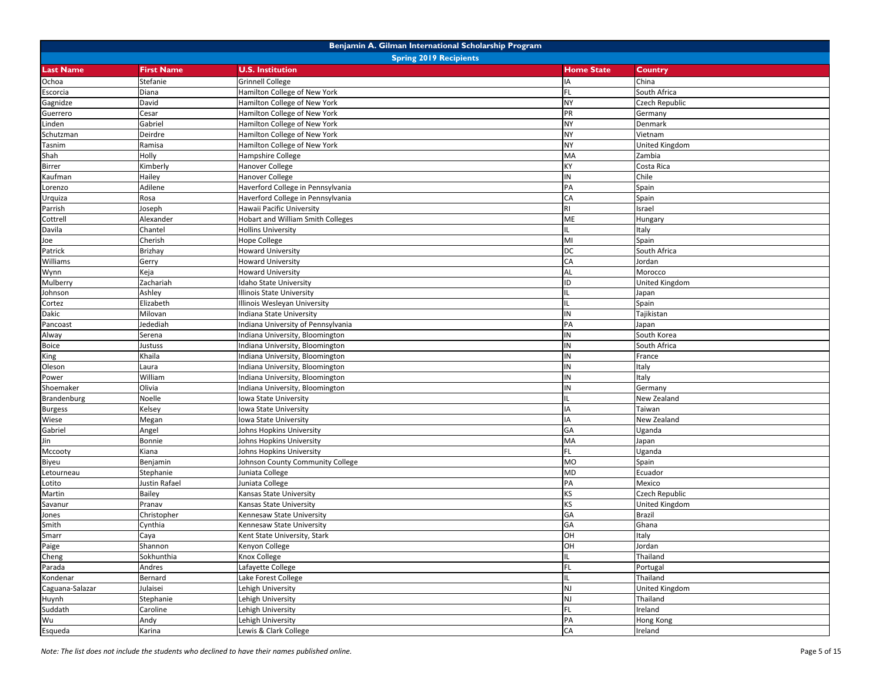| Benjamin A. Gilman International Scholarship Program | | | | |
|---|---|---|---|---|
| Spring 2019 Recipients | | | | |
| **Last Name** | **First Name** | **U.S. Institution** | **Home State** | **Country** |
| Ochoa | Stefanie | Grinnell College | IA | China |
| Escorcia | Diana | Hamilton College of New York | FL | South Africa |
| Gagnidze | David | Hamilton College of New York | NY | Czech Republic |
| Guerrero | Cesar | Hamilton College of New York | PR | Germany |
| Linden | Gabriel | Hamilton College of New York | NY | Denmark |
| Schutzman | Deirdre | Hamilton College of New York | NY | Vietnam |
| Tasnim | Ramisa | Hamilton College of New York | NY | United Kingdom |
| Shah | Holly | Hampshire College | MA | Zambia |
| Birrer | Kimberly | Hanover College | KY | Costa Rica |
| Kaufman | Hailey | Hanover College | IN | Chile |
| Lorenzo | Adilene | Haverford College in Pennsylvania | PA | Spain |
| Urquiza | Rosa | Haverford College in Pennsylvania | CA | Spain |
| Parrish | Joseph | Hawaii Pacific University | RI | Israel |
| Cottrell | Alexander | Hobart and William Smith Colleges | ME | Hungary |
| Davila | Chantel | Hollins University | IL | Italy |
| Joe | Cherish | Hope College | MI | Spain |
| Patrick | Brizhay | Howard University | DC | South Africa |
| Williams | Gerry | Howard University | CA | Jordan |
| Wynn | Keja | Howard University | AL | Morocco |
| Mulberry | Zachariah | Idaho State University | ID | United Kingdom |
| Johnson | Ashley | Illinois State University | IL | Japan |
| Cortez | Elizabeth | Illinois Wesleyan University | IL | Spain |
| Dakic | Milovan | Indiana State University | IN | Tajikistan |
| Pancoast | Jedediah | Indiana University of Pennsylvania | PA | Japan |
| Alway | Serena | Indiana University, Bloomington | IN | South Korea |
| Boice | Justuss | Indiana University, Bloomington | IN | South Africa |
| King | Khaila | Indiana University, Bloomington | IN | France |
| Oleson | Laura | Indiana University, Bloomington | IN | Italy |
| Power | William | Indiana University, Bloomington | IN | Italy |
| Shoemaker | Olivia | Indiana University, Bloomington | IN | Germany |
| Brandenburg | Noelle | Iowa State University | IL | New Zealand |
| Burgess | Kelsey | Iowa State University | IA | Taiwan |
| Wiese | Megan | Iowa State University | IA | New Zealand |
| Gabriel | Angel | Johns Hopkins University | GA | Uganda |
| Jin | Bonnie | Johns Hopkins University | MA | Japan |
| Mccooty | Kiana | Johns Hopkins University | FL | Uganda |
| Biyeu | Benjamin | Johnson County Community College | MO | Spain |
| Letourneau | Stephanie | Juniata College | MD | Ecuador |
| Lotito | Justin Rafael | Juniata College | PA | Mexico |
| Martin | Bailey | Kansas State University | KS | Czech Republic |
| Savanur | Pranav | Kansas State University | KS | United Kingdom |
| Jones | Christopher | Kennesaw State University | GA | Brazil |
| Smith | Cynthia | Kennesaw State University | GA | Ghana |
| Smarr | Caya | Kent State University, Stark | OH | Italy |
| Paige | Shannon | Kenyon College | OH | Jordan |
| Cheng | Sokhunthia | Knox College | IL | Thailand |
| Parada | Andres | Lafayette College | FL | Portugal |
| Kondenar | Bernard | Lake Forest College | IL | Thailand |
| Caguana-Salazar | Julaisei | Lehigh University | NJ | United Kingdom |
| Huynh | Stephanie | Lehigh University | NJ | Thailand |
| Suddath | Caroline | Lehigh University | FL | Ireland |
| Wu | Andy | Lehigh University | PA | Hong Kong |
| Esqueda | Karina | Lewis & Clark College | CA | Ireland |

*Note: The list does not include the students who declined to have their names published online.*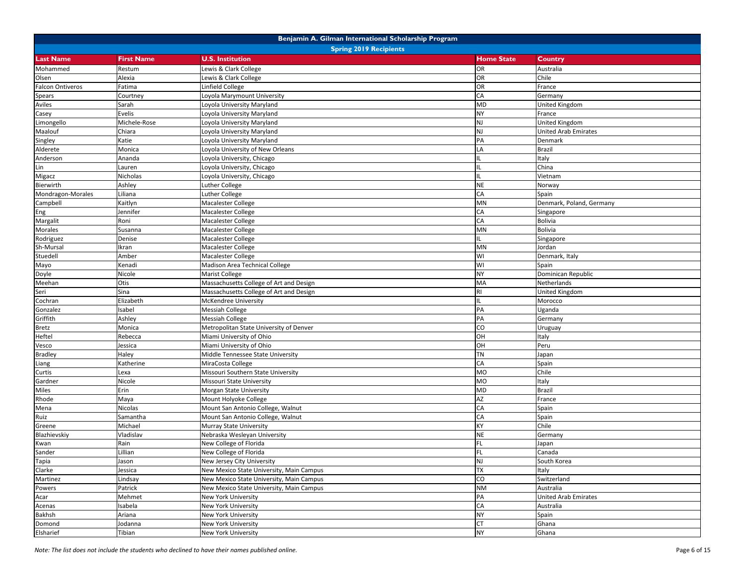| Benjamin A. Gilman International Scholarship Program | | | | |
|---|---|---|---|---|
| Spring 2019 Recipients | | | | |
| **Last Name** | **First Name** | **U.S. Institution** | **Home State** | **Country** |
| Mohammed | Restum | Lewis & Clark College | OR | Australia |
| Olsen | Alexia | Lewis & Clark College | OR | Chile |
| Falcon Ontiveros | Fatima | Linfield College | OR | France |
| Spears | Courtney | Loyola Marymount University | CA | Germany |
| Aviles | Sarah | Loyola University Maryland | MD | United Kingdom |
| Casey | Evelis | Loyola University Maryland | NY | France |
| Limongello | Michele-Rose | Loyola University Maryland | NJ | United Kingdom |
| Maalouf | Chiara | Loyola University Maryland | NJ | United Arab Emirates |
| Singley | Katie | Loyola University Maryland | PA | Denmark |
| Alderete | Monica | Loyola University of New Orleans | LA | Brazil |
| Anderson | Ananda | Loyola University, Chicago | IL | Italy |
| Lin | Lauren | Loyola University, Chicago | IL | China |
| Migacz | Nicholas | Loyola University, Chicago | IL | Vietnam |
| Bierwirth | Ashley | Luther College | NE | Norway |
| Mondragon-Morales | Liliana | Luther College | CA | Spain |
| Campbell | Kaitlyn | Macalester College | MN | Denmark, Poland, Germany |
| Eng | Jennifer | Macalester College | CA | Singapore |
| Margalit | Roni | Macalester College | CA | Bolivia |
| Morales | Susanna | Macalester College | MN | Bolivia |
| Rodriguez | Denise | Macalester College | IL | Singapore |
| Sh-Mursal | Ikran | Macalester College | MN | Jordan |
| Stuedell | Amber | Macalester College | WI | Denmark, Italy |
| Mayo | Kenadi | Madison Area Technical College | WI | Spain |
| Doyle | Nicole | Marist College | NY | Dominican Republic |
| Meehan | Otis | Massachusetts College of Art and Design | MA | Netherlands |
| Seri | Sina | Massachusetts College of Art and Design | RI | United Kingdom |
| Cochran | Elizabeth | McKendree University | IL | Morocco |
| Gonzalez | Isabel | Messiah College | PA | Uganda |
| Griffith | Ashley | Messiah College | PA | Germany |
| Bretz | Monica | Metropolitan State University of Denver | CO | Uruguay |
| Heftel | Rebecca | Miami University of Ohio | OH | Italy |
| Vesco | Jessica | Miami University of Ohio | OH | Peru |
| Bradley | Haley | Middle Tennessee State University | TN | Japan |
| Liang | Katherine | MiraCosta College | CA | Spain |
| Curtis | Lexa | Missouri Southern State University | MO | Chile |
| Gardner | Nicole | Missouri State University | MO | Italy |
| Miles | Erin | Morgan State University | MD | Brazil |
| Rhode | Maya | Mount Holyoke College | AZ | France |
| Mena | Nicolas | Mount San Antonio College, Walnut | CA | Spain |
| Ruiz | Samantha | Mount San Antonio College, Walnut | CA | Spain |
| Greene | Michael | Murray State University | KY | Chile |
| Blazhievskiy | Vladislav | Nebraska Wesleyan University | NE | Germany |
| Kwan | Rain | New College of Florida | FL | Japan |
| Sander | Lillian | New College of Florida | FL | Canada |
| Tapia | Jason | New Jersey City University | NJ | South Korea |
| Clarke | Jessica | New Mexico State University, Main Campus | TX | Italy |
| Martinez | Lindsay | New Mexico State University, Main Campus | CO | Switzerland |
| Powers | Patrick | New Mexico State University, Main Campus | NM | Australia |
| Acar | Mehmet | New York University | PA | United Arab Emirates |
| Acenas | Isabela | New York University | CA | Australia |
| Bakhsh | Ariana | New York University | NY | Spain |
| Domond | Jodanna | New York University | CT | Ghana |
| Elsharief | Tibian | New York University | NY | Ghana |

*Note: The list does not include the students who declined to have their names published online.*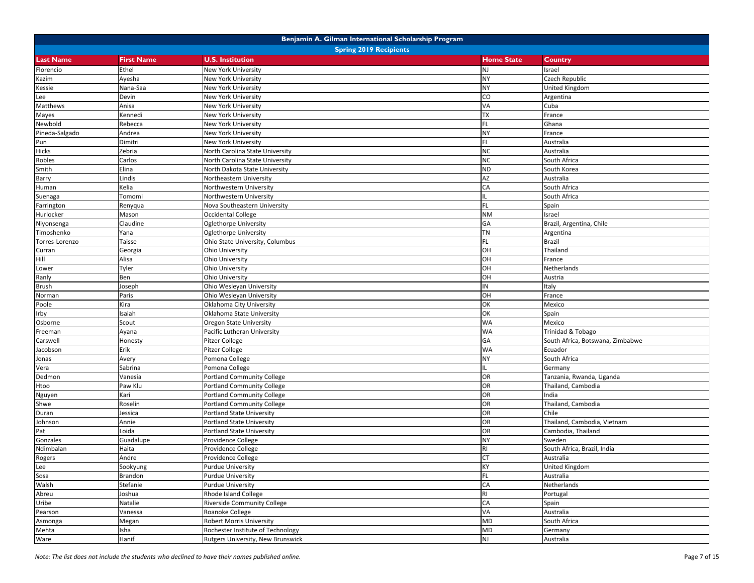| Benjamin A. Gilman International Scholarship Program | | | | |
|---|---|---|---|---|
| Spring 2019 Recipients | | | | |
| **Last Name** | **First Name** | **U.S. Institution** | **Home State** | **Country** |
| Florencio | Ethel | New York University | NJ | Israel |
| Kazim | Ayesha | New York University | NY | Czech Republic |
| Kessie | Nana-Saa | New York University | NY | United Kingdom |
| Lee | Devin | New York University | CO | Argentina |
| Matthews | Anisa | New York University | VA | Cuba |
| Mayes | Kennedi | New York University | TX | France |
| Newbold | Rebecca | New York University | FL | Ghana |
| Pineda-Salgado | Andrea | New York University | NY | France |
| Pun | Dimitri | New York University | FL | Australia |
| Hicks | Zebria | North Carolina State University | NC | Australia |
| Robles | Carlos | North Carolina State University | NC | South Africa |
| Smith | Elina | North Dakota State University | ND | South Korea |
| Barry | Lindis | Northeastern University | AZ | Australia |
| Human | Kelia | Northwestern University | CA | South Africa |
| Suenaga | Tomomi | Northwestern University | IL | South Africa |
| Farrington | Renyqua | Nova Southeastern University | FL | Spain |
| Hurlocker | Mason | Occidental College | NM | Israel |
| Niyonsenga | Claudine | Oglethorpe University | GA | Brazil, Argentina, Chile |
| Timoshenko | Yana | Oglethorpe University | TN | Argentina |
| Torres-Lorenzo | Taisse | Ohio State University, Columbus | FL | Brazil |
| Curran | Georgia | Ohio University | OH | Thailand |
| Hill | Alisa | Ohio University | OH | France |
| Lower | Tyler | Ohio University | OH | Netherlands |
| Ranly | Ben | Ohio University | OH | Austria |
| Brush | Joseph | Ohio Wesleyan University | IN | Italy |
| Norman | Paris | Ohio Wesleyan University | OH | France |
| Poole | Kira | Oklahoma City University | OK | Mexico |
| Irby | Isaiah | Oklahoma State University | OK | Spain |
| Osborne | Scout | Oregon State University | WA | Mexico |
| Freeman | Ayana | Pacific Lutheran University | WA | Trinidad & Tobago |
| Carswell | Honesty | Pitzer College | GA | South Africa, Botswana, Zimbabwe |
| Jacobson | Erik | Pitzer College | WA | Ecuador |
| Jonas | Avery | Pomona College | NY | South Africa |
| Vera | Sabrina | Pomona College | IL | Germany |
| Dedmon | Vanesia | Portland Community College | OR | Tanzania, Rwanda, Uganda |
| Htoo | Paw Klu | Portland Community College | OR | Thailand, Cambodia |
| Nguyen | Kari | Portland Community College | OR | India |
| Shwe | Roselin | Portland Community College | OR | Thailand, Cambodia |
| Duran | Jessica | Portland State University | OR | Chile |
| Johnson | Annie | Portland State University | OR | Thailand, Cambodia, Vietnam |
| Pat | Loida | Portland State University | OR | Cambodia, Thailand |
| Gonzales | Guadalupe | Providence College | NY | Sweden |
| Ndimbalan | Haita | Providence College | RI | South Africa, Brazil, India |
| Rogers | Andre | Providence College | CT | Australia |
| Lee | Sookyung | Purdue University | KY | United Kingdom |
| Sosa | Brandon | Purdue University | FL | Australia |
| Walsh | Stefanie | Purdue University | CA | Netherlands |
| Abreu | Joshua | Rhode Island College | RI | Portugal |
| Uribe | Natalie | Riverside Community College | CA | Spain |
| Pearson | Vanessa | Roanoke College | VA | Australia |
| Asmonga | Megan | Robert Morris University | MD | South Africa |
| Mehta | Isha | Rochester Institute of Technology | MD | Germany |
| Ware | Hanif | Rutgers University, New Brunswick | NJ | Australia |

*Note: The list does not include the students who declined to have their names published online.*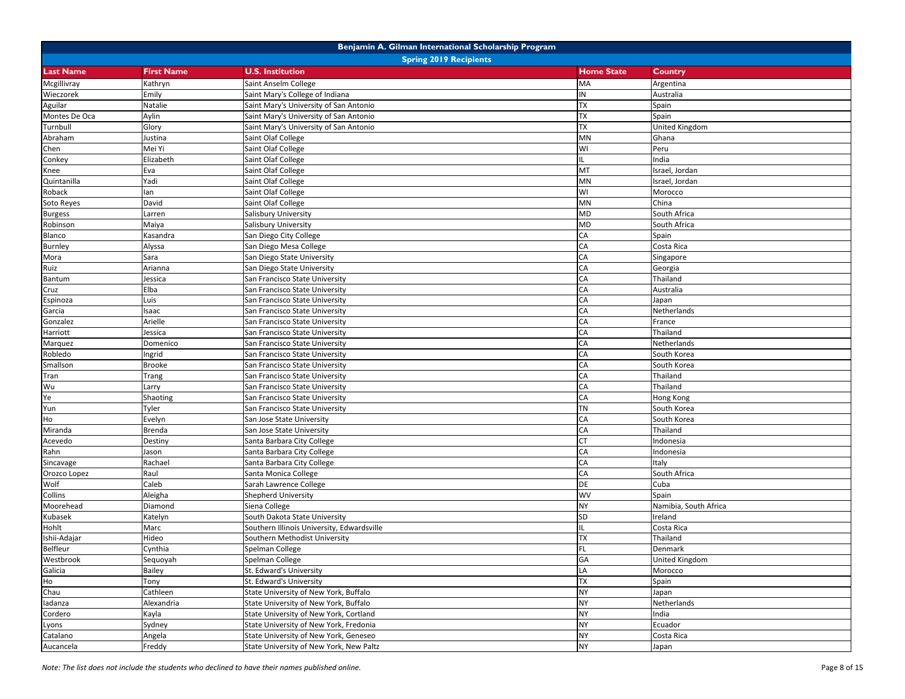| Benjamin A. Gilman International Scholarship Program | | | | |
|---|---|---|---|---|
| Spring 2019 Recipients | | | | |
| **Last Name** | **First Name** | **U.S. Institution** | **Home State** | **Country** |
| Mcgillivray | Kathryn | Saint Anselm College | MA | Argentina |
| Wieczorek | Emily | Saint Mary's College of Indiana | IN | Australia |
| Aguilar | Natalie | Saint Mary's University of San Antonio | TX | Spain |
| Montes De Oca | Aylin | Saint Mary's University of San Antonio | TX | Spain |
| Turnbull | Glory | Saint Mary's University of San Antonio | TX | United Kingdom |
| Abraham | Justina | Saint Olaf College | MN | Ghana |
| Chen | Mei Yi | Saint Olaf College | WI | Peru |
| Conkey | Elizabeth | Saint Olaf College | IL | India |
| Knee | Eva | Saint Olaf College | MT | Israel, Jordan |
| Quintanilla | Yadi | Saint Olaf College | MN | Israel, Jordan |
| Roback | Ian | Saint Olaf College | WI | Morocco |
| Soto Reyes | David | Saint Olaf College | MN | China |
| Burgess | Larren | Salisbury University | MD | South Africa |
| Robinson | Maiya | Salisbury University | MD | South Africa |
| Blanco | Kasandra | San Diego City College | CA | Spain |
| Burnley | Alyssa | San Diego Mesa College | CA | Costa Rica |
| Mora | Sara | San Diego State University | CA | Singapore |
| Ruiz | Arianna | San Diego State University | CA | Georgia |
| Bantum | Jessica | San Francisco State University | CA | Thailand |
| Cruz | Elba | San Francisco State University | CA | Australia |
| Espinoza | Luis | San Francisco State University | CA | Japan |
| Garcia | Isaac | San Francisco State University | CA | Netherlands |
| Gonzalez | Arielle | San Francisco State University | CA | France |
| Harriott | Jessica | San Francisco State University | CA | Thailand |
| Marquez | Domenico | San Francisco State University | CA | Netherlands |
| Robledo | Ingrid | San Francisco State University | CA | South Korea |
| Smallson | Brooke | San Francisco State University | CA | South Korea |
| Tran | Trang | San Francisco State University | CA | Thailand |
| Wu | Larry | San Francisco State University | CA | Thailand |
| Ye | Shaoting | San Francisco State University | CA | Hong Kong |
| Yun | Tyler | San Francisco State University | TN | South Korea |
| Ho | Evelyn | San Jose State University | CA | South Korea |
| Miranda | Brenda | San Jose State University | CA | Thailand |
| Acevedo | Destiny | Santa Barbara City College | CT | Indonesia |
| Rahn | Jason | Santa Barbara City College | CA | Indonesia |
| Sincavage | Rachael | Santa Barbara City College | CA | Italy |
| Orozco Lopez | Raul | Santa Monica College | CA | South Africa |
| Wolf | Caleb | Sarah Lawrence College | DE | Cuba |
| Collins | Aleigha | Shepherd University | WV | Spain |
| Moorehead | Diamond | Siena College | NY | Namibia, South Africa |
| Kubasek | Katelyn | South Dakota State University | SD | Ireland |
| Hohlt | Marc | Southern Illinois University, Edwardsville | IL | Costa Rica |
| Ishii-Adajar | Hideo | Southern Methodist University | TX | Thailand |
| Belfleur | Cynthia | Spelman College | FL | Denmark |
| Westbrook | Sequoyah | Spelman College | GA | United Kingdom |
| Galicia | Bailey | St. Edward's University | LA | Morocco |
| Ho | Tony | St. Edward's University | TX | Spain |
| Chau | Cathleen | State University of New York, Buffalo | NY | Japan |
| Iadanza | Alexandria | State University of New York, Buffalo | NY | Netherlands |
| Cordero | Kayla | State University of New York, Cortland | NY | India |
| Lyons | Sydney | State University of New York, Fredonia | NY | Ecuador |
| Catalano | Angela | State University of New York, Geneseo | NY | Costa Rica |
| Aucancela | Freddy | State University of New York, New Paltz | NY | Japan |

*Note: The list does not include the students who declined to have their names published online.*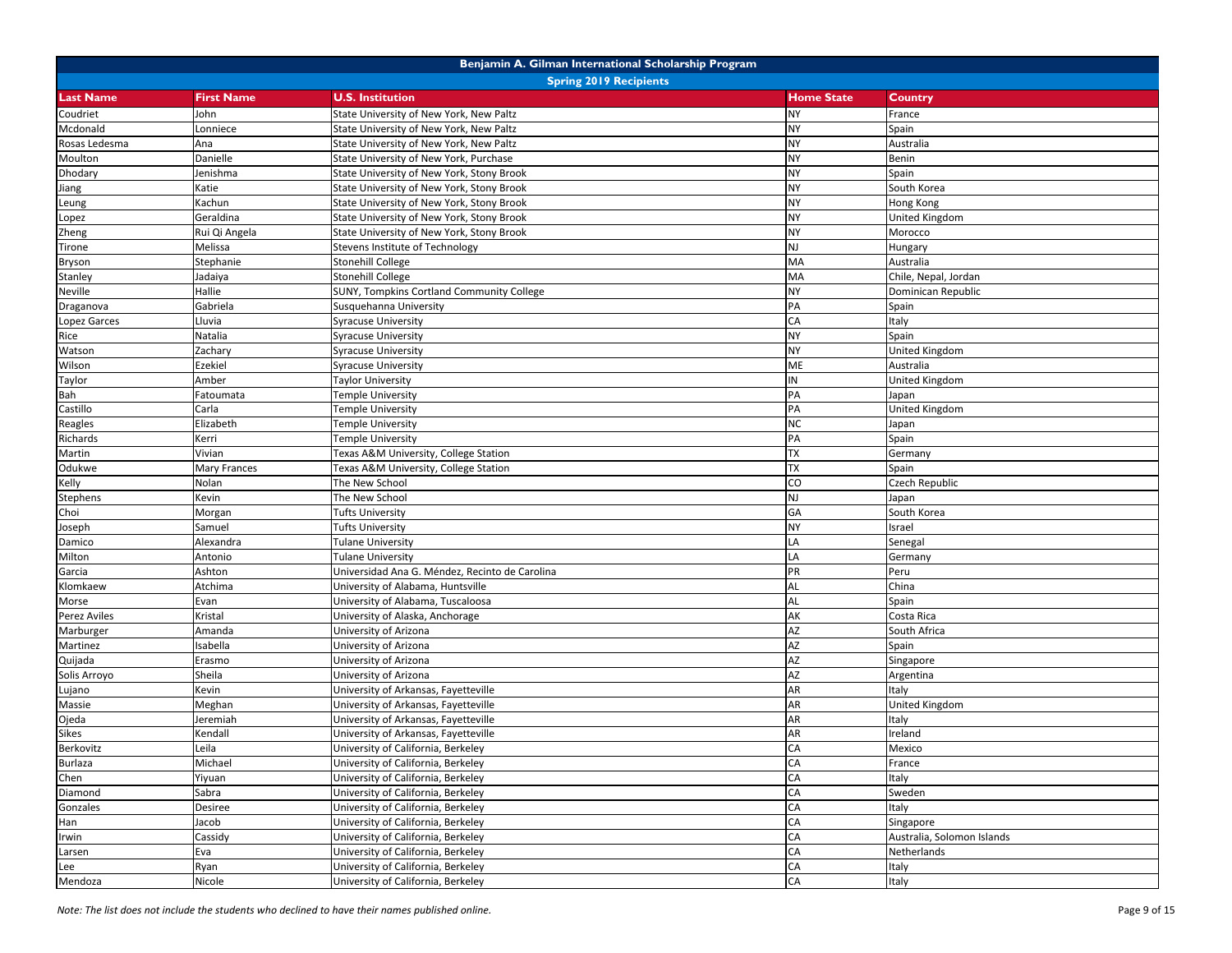| Benjamin A. Gilman International Scholarship Program | | | | |
|---|---|---|---|---|
| Spring 2019 Recipients | | | | |
| **Last Name** | **First Name** | **U.S. Institution** | **Home State** | **Country** |
| Coudriet | John | State University of New York, New Paltz | NY | France |
| Mcdonald | Lonniece | State University of New York, New Paltz | NY | Spain |
| Rosas Ledesma | Ana | State University of New York, New Paltz | NY | Australia |
| Moulton | Danielle | State University of New York, Purchase | NY | Benin |
| Dhodary | Jenishma | State University of New York, Stony Brook | NY | Spain |
| Jiang | Katie | State University of New York, Stony Brook | NY | South Korea |
| Leung | Kachun | State University of New York, Stony Brook | NY | Hong Kong |
| Lopez | Geraldina | State University of New York, Stony Brook | NY | United Kingdom |
| Zheng | Rui Qi Angela | State University of New York, Stony Brook | NY | Morocco |
| Tirone | Melissa | Stevens Institute of Technology | NJ | Hungary |
| Bryson | Stephanie | Stonehill College | MA | Australia |
| Stanley | Jadaiya | Stonehill College | MA | Chile, Nepal, Jordan |
| Neville | Hallie | SUNY, Tompkins Cortland Community College | NY | Dominican Republic |
| Draganova | Gabriela | Susquehanna University | PA | Spain |
| Lopez Garces | Lluvia | Syracuse University | CA | Italy |
| Rice | Natalia | Syracuse University | NY | Spain |
| Watson | Zachary | Syracuse University | NY | United Kingdom |
| Wilson | Ezekiel | Syracuse University | ME | Australia |
| Taylor | Amber | Taylor University | IN | United Kingdom |
| Bah | Fatoumata | Temple University | PA | Japan |
| Castillo | Carla | Temple University | PA | United Kingdom |
| Reagles | Elizabeth | Temple University | NC | Japan |
| Richards | Kerri | Temple University | PA | Spain |
| Martin | Vivian | Texas A&M University, College Station | TX | Germany |
| Odukwe | Mary Frances | Texas A&M University, College Station | TX | Spain |
| Kelly | Nolan | The New School | CO | Czech Republic |
| Stephens | Kevin | The New School | NJ | Japan |
| Choi | Morgan | Tufts University | GA | South Korea |
| Joseph | Samuel | Tufts University | NY | Israel |
| Damico | Alexandra | Tulane University | LA | Senegal |
| Milton | Antonio | Tulane University | LA | Germany |
| Garcia | Ashton | Universidad Ana G. Méndez, Recinto de Carolina | PR | Peru |
| Klomkaew | Atchima | University of Alabama, Huntsville | AL | China |
| Morse | Evan | University of Alabama, Tuscaloosa | AL | Spain |
| Perez Aviles | Kristal | University of Alaska, Anchorage | AK | Costa Rica |
| Marburger | Amanda | University of Arizona | AZ | South Africa |
| Martinez | Isabella | University of Arizona | AZ | Spain |
| Quijada | Erasmo | University of Arizona | AZ | Singapore |
| Solis Arroyo | Sheila | University of Arizona | AZ | Argentina |
| Lujano | Kevin | University of Arkansas, Fayetteville | AR | Italy |
| Massie | Meghan | University of Arkansas, Fayetteville | AR | United Kingdom |
| Ojeda | Jeremiah | University of Arkansas, Fayetteville | AR | Italy |
| Sikes | Kendall | University of Arkansas, Fayetteville | AR | Ireland |
| Berkovitz | Leila | University of California, Berkeley | CA | Mexico |
| Burlaza | Michael | University of California, Berkeley | CA | France |
| Chen | Yiyuan | University of California, Berkeley | CA | Italy |
| Diamond | Sabra | University of California, Berkeley | CA | Sweden |
| Gonzales | Desiree | University of California, Berkeley | CA | Italy |
| Han | Jacob | University of California, Berkeley | CA | Singapore |
| Irwin | Cassidy | University of California, Berkeley | CA | Australia, Solomon Islands |
| Larsen | Eva | University of California, Berkeley | CA | Netherlands |
| Lee | Ryan | University of California, Berkeley | CA | Italy |
| Mendoza | Nicole | University of California, Berkeley | CA | Italy |

*Note: The list does not include the students who declined to have their names published online.*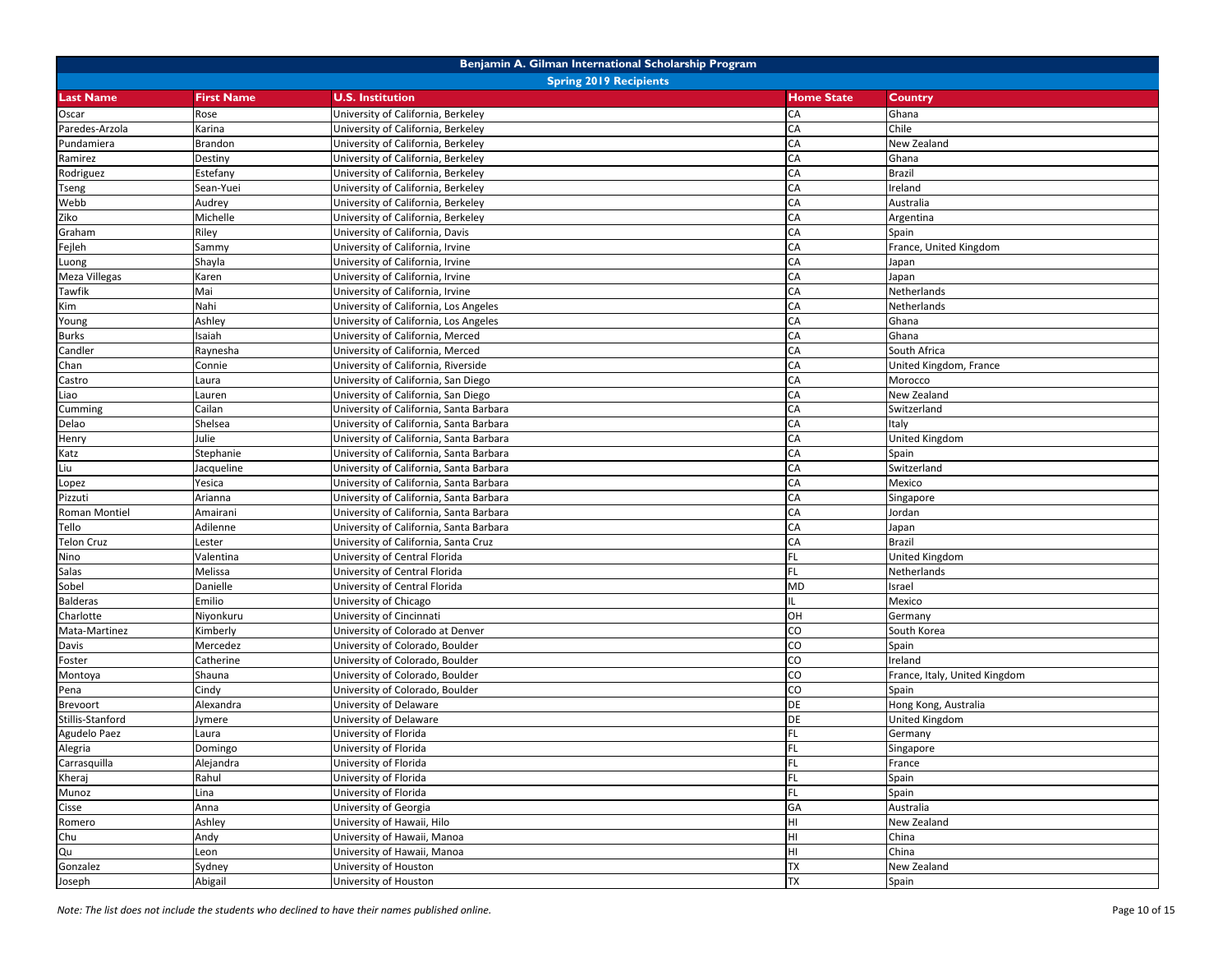| Benjamin A. Gilman International Scholarship Program | | | | |
|---|---|---|---|---|
| Spring 2019 Recipients | | | | |
| **Last Name** | **First Name** | **U.S. Institution** | **Home State** | **Country** |
| Oscar | Rose | University of California, Berkeley | CA | Ghana |
| Paredes-Arzola | Karina | University of California, Berkeley | CA | Chile |
| Pundamiera | Brandon | University of California, Berkeley | CA | New Zealand |
| Ramirez | Destiny | University of California, Berkeley | CA | Ghana |
| Rodriguez | Estefany | University of California, Berkeley | CA | Brazil |
| Tseng | Sean-Yuei | University of California, Berkeley | CA | Ireland |
| Webb | Audrey | University of California, Berkeley | CA | Australia |
| Ziko | Michelle | University of California, Berkeley | CA | Argentina |
| Graham | Riley | University of California, Davis | CA | Spain |
| Fejleh | Sammy | University of California, Irvine | CA | France, United Kingdom |
| Luong | Shayla | University of California, Irvine | CA | Japan |
| Meza Villegas | Karen | University of California, Irvine | CA | Japan |
| Tawfik | Mai | University of California, Irvine | CA | Netherlands |
| Kim | Nahi | University of California, Los Angeles | CA | Netherlands |
| Young | Ashley | University of California, Los Angeles | CA | Ghana |
| Burks | Isaiah | University of California, Merced | CA | Ghana |
| Candler | Raynesha | University of California, Merced | CA | South Africa |
| Chan | Connie | University of California, Riverside | CA | United Kingdom, France |
| Castro | Laura | University of California, San Diego | CA | Morocco |
| Liao | Lauren | University of California, San Diego | CA | New Zealand |
| Cumming | Cailan | University of California, Santa Barbara | CA | Switzerland |
| Delao | Shelsea | University of California, Santa Barbara | CA | Italy |
| Henry | Julie | University of California, Santa Barbara | CA | United Kingdom |
| Katz | Stephanie | University of California, Santa Barbara | CA | Spain |
| Liu | Jacqueline | University of California, Santa Barbara | CA | Switzerland |
| Lopez | Yesica | University of California, Santa Barbara | CA | Mexico |
| Pizzuti | Arianna | University of California, Santa Barbara | CA | Singapore |
| Roman Montiel | Amairani | University of California, Santa Barbara | CA | Jordan |
| Tello | Adilenne | University of California, Santa Barbara | CA | Japan |
| Telon Cruz | Lester | University of California, Santa Cruz | CA | Brazil |
| Nino | Valentina | University of Central Florida | FL | United Kingdom |
| Salas | Melissa | University of Central Florida | FL | Netherlands |
| Sobel | Danielle | University of Central Florida | MD | Israel |
| Balderas | Emilio | University of Chicago | IL | Mexico |
| Charlotte | Niyonkuru | University of Cincinnati | OH | Germany |
| Mata-Martinez | Kimberly | University of Colorado at Denver | CO | South Korea |
| Davis | Mercedez | University of Colorado, Boulder | CO | Spain |
| Foster | Catherine | University of Colorado, Boulder | CO | Ireland |
| Montoya | Shauna | University of Colorado, Boulder | CO | France, Italy, United Kingdom |
| Pena | Cindy | University of Colorado, Boulder | CO | Spain |
| Brevoort | Alexandra | University of Delaware | DE | Hong Kong, Australia |
| Stillis-Stanford | Jymere | University of Delaware | DE | United Kingdom |
| Agudelo Paez | Laura | University of Florida | FL | Germany |
| Alegria | Domingo | University of Florida | FL | Singapore |
| Carrasquilla | Alejandra | University of Florida | FL | France |
| Kheraj | Rahul | University of Florida | FL | Spain |
| Munoz | Lina | University of Florida | FL | Spain |
| Cisse | Anna | University of Georgia | GA | Australia |
| Romero | Ashley | University of Hawaii, Hilo | HI | New Zealand |
| Chu | Andy | University of Hawaii, Manoa | HI | China |
| Qu | Leon | University of Hawaii, Manoa | HI | China |
| Gonzalez | Sydney | University of Houston | TX | New Zealand |
| Joseph | Abigail | University of Houston | TX | Spain |

*Note: The list does not include the students who declined to have their names published online.*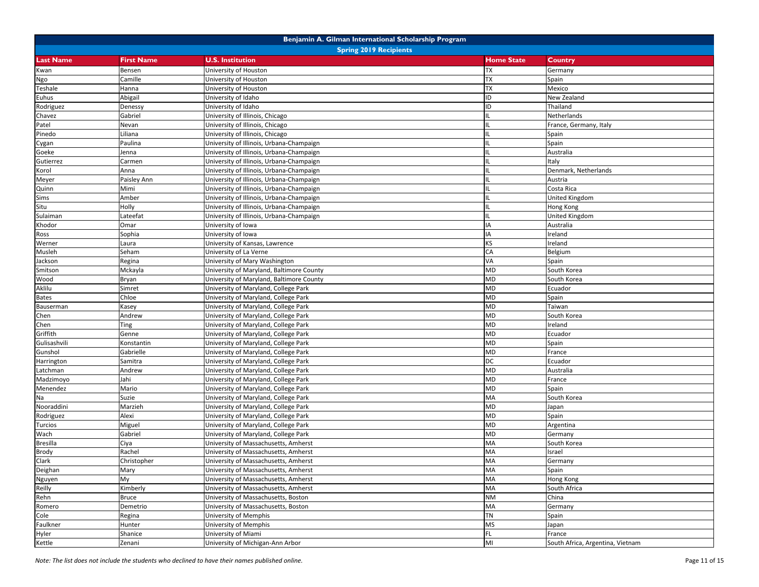# Benjamin A. Gilman International Scholarship Program

## Spring 2019 Recipients

| Last Name | First Name | U.S. Institution | Home State | Country |
|---|---|---|---|---|
| Kwan | Bensen | University of Houston | TX | Germany |
| Ngo | Camille | University of Houston | TX | Spain |
| Teshale | Hanna | University of Houston | TX | Mexico |
| Euhus | Abigail | University of Idaho | ID | New Zealand |
| Rodriguez | Denessy | University of Idaho | ID | Thailand |
| Chavez | Gabriel | University of Illinois, Chicago | IL | Netherlands |
| Patel | Nevan | University of Illinois, Chicago | IL | France, Germany, Italy |
| Pinedo | Liliana | University of Illinois, Chicago | IL | Spain |
| Cygan | Paulina | University of Illinois, Urbana-Champaign | IL | Spain |
| Goeke | Jenna | University of Illinois, Urbana-Champaign | IL | Australia |
| Gutierrez | Carmen | University of Illinois, Urbana-Champaign | IL | Italy |
| Korol | Anna | University of Illinois, Urbana-Champaign | IL | Denmark, Netherlands |
| Meyer | Paisley Ann | University of Illinois, Urbana-Champaign | IL | Austria |
| Quinn | Mimi | University of Illinois, Urbana-Champaign | IL | Costa Rica |
| Sims | Amber | University of Illinois, Urbana-Champaign | IL | United Kingdom |
| Situ | Holly | University of Illinois, Urbana-Champaign | IL | Hong Kong |
| Sulaiman | Lateefat | University of Illinois, Urbana-Champaign | IL | United Kingdom |
| Khodor | Omar | University of Iowa | IA | Australia |
| Ross | Sophia | University of Iowa | IA | Ireland |
| Werner | Laura | University of Kansas, Lawrence | KS | Ireland |
| Musleh | Seham | University of La Verne | CA | Belgium |
| Jackson | Regina | University of Mary Washington | VA | Spain |
| Smitson | Mckayla | University of Maryland, Baltimore County | MD | South Korea |
| Wood | Bryan | University of Maryland, Baltimore County | MD | South Korea |
| Aklilu | Simret | University of Maryland, College Park | MD | Ecuador |
| Bates | Chloe | University of Maryland, College Park | MD | Spain |
| Bauserman | Kasey | University of Maryland, College Park | MD | Taiwan |
| Chen | Andrew | University of Maryland, College Park | MD | South Korea |
| Chen | Ting | University of Maryland, College Park | MD | Ireland |
| Griffith | Genne | University of Maryland, College Park | MD | Ecuador |
| Gulisashvili | Konstantin | University of Maryland, College Park | MD | Spain |
| Gunshol | Gabrielle | University of Maryland, College Park | MD | France |
| Harrington | Samitra | University of Maryland, College Park | DC | Ecuador |
| Latchman | Andrew | University of Maryland, College Park | MD | Australia |
| Madzimoyo | Jahi | University of Maryland, College Park | MD | France |
| Menendez | Mario | University of Maryland, College Park | MD | Spain |
| Na | Suzie | University of Maryland, College Park | MA | South Korea |
| Nooraddini | Marzieh | University of Maryland, College Park | MD | Japan |
| Rodriguez | Alexi | University of Maryland, College Park | MD | Spain |
| Turcios | Miguel | University of Maryland, College Park | MD | Argentina |
| Wach | Gabriel | University of Maryland, College Park | MD | Germany |
| Bresilla | Ciya | University of Massachusetts, Amherst | MA | South Korea |
| Brody | Rachel | University of Massachusetts, Amherst | MA | Israel |
| Clark | Christopher | University of Massachusetts, Amherst | MA | Germany |
| Deighan | Mary | University of Massachusetts, Amherst | MA | Spain |
| Nguyen | My | University of Massachusetts, Amherst | MA | Hong Kong |
| Reilly | Kimberly | University of Massachusetts, Amherst | MA | South Africa |
| Rehn | Bruce | University of Massachusetts, Boston | NM | China |
| Romero | Demetrio | University of Massachusetts, Boston | MA | Germany |
| Cole | Regina | University of Memphis | TN | Spain |
| Faulkner | Hunter | University of Memphis | MS | Japan |
| Hyler | Shanice | University of Miami | FL | France |
| Kettle | Zenani | University of Michigan-Ann Arbor | MI | South Africa, Argentina, Vietnam |

*Note: The list does not include the students who declined to have their names published online.*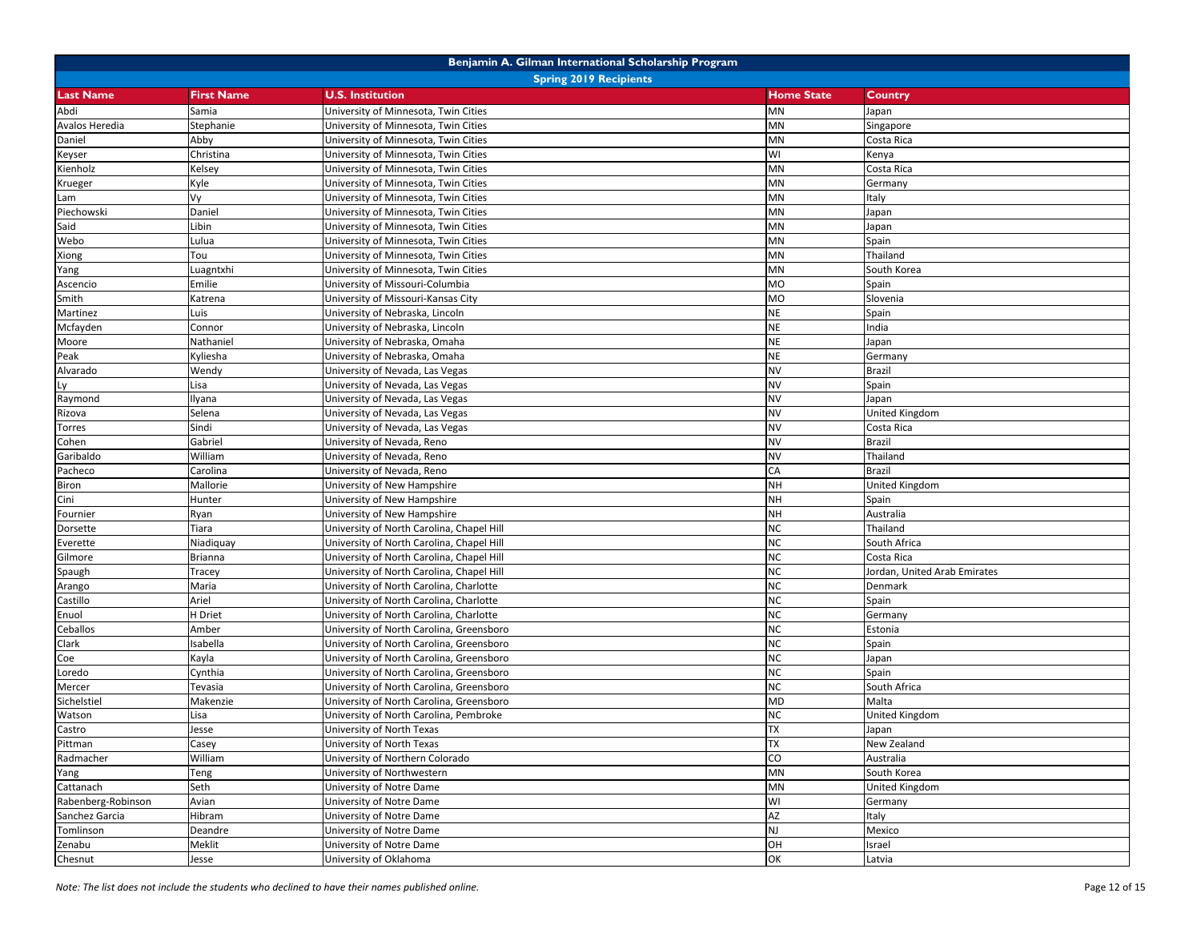| Benjamin A. Gilman International Scholarship Program | | | | |
|---|---|---|---|---|
| Spring 2019 Recipients | | | | |
| **Last Name** | **First Name** | **U.S. Institution** | **Home State** | **Country** |
| Abdi | Samia | University of Minnesota, Twin Cities | MN | Japan |
| Avalos Heredia | Stephanie | University of Minnesota, Twin Cities | MN | Singapore |
| Daniel | Abby | University of Minnesota, Twin Cities | MN | Costa Rica |
| Keyser | Christina | University of Minnesota, Twin Cities | WI | Kenya |
| Kienholz | Kelsey | University of Minnesota, Twin Cities | MN | Costa Rica |
| Krueger | Kyle | University of Minnesota, Twin Cities | MN | Germany |
| Lam | Vy | University of Minnesota, Twin Cities | MN | Italy |
| Piechowski | Daniel | University of Minnesota, Twin Cities | MN | Japan |
| Said | Libin | University of Minnesota, Twin Cities | MN | Japan |
| Webo | Lulua | University of Minnesota, Twin Cities | MN | Spain |
| Xiong | Tou | University of Minnesota, Twin Cities | MN | Thailand |
| Yang | Luagntxhi | University of Minnesota, Twin Cities | MN | South Korea |
| Ascencio | Emilie | University of Missouri-Columbia | MO | Spain |
| Smith | Katrena | University of Missouri-Kansas City | MO | Slovenia |
| Martinez | Luis | University of Nebraska, Lincoln | NE | Spain |
| Mcfayden | Connor | University of Nebraska, Lincoln | NE | India |
| Moore | Nathaniel | University of Nebraska, Omaha | NE | Japan |
| Peak | Kyliesha | University of Nebraska, Omaha | NE | Germany |
| Alvarado | Wendy | University of Nevada, Las Vegas | NV | Brazil |
| Ly | Lisa | University of Nevada, Las Vegas | NV | Spain |
| Raymond | Ilyana | University of Nevada, Las Vegas | NV | Japan |
| Rizova | Selena | University of Nevada, Las Vegas | NV | United Kingdom |
| Torres | Sindi | University of Nevada, Las Vegas | NV | Costa Rica |
| Cohen | Gabriel | University of Nevada, Reno | NV | Brazil |
| Garibaldo | William | University of Nevada, Reno | NV | Thailand |
| Pacheco | Carolina | University of Nevada, Reno | CA | Brazil |
| Biron | Mallorie | University of New Hampshire | NH | United Kingdom |
| Cini | Hunter | University of New Hampshire | NH | Spain |
| Fournier | Ryan | University of New Hampshire | NH | Australia |
| Dorsette | Tiara | University of North Carolina, Chapel Hill | NC | Thailand |
| Everette | Niadiquay | University of North Carolina, Chapel Hill | NC | South Africa |
| Gilmore | Brianna | University of North Carolina, Chapel Hill | NC | Costa Rica |
| Spaugh | Tracey | University of North Carolina, Chapel Hill | NC | Jordan, United Arab Emirates |
| Arango | Maria | University of North Carolina, Charlotte | NC | Denmark |
| Castillo | Ariel | University of North Carolina, Charlotte | NC | Spain |
| Enuol | H Driet | University of North Carolina, Charlotte | NC | Germany |
| Ceballos | Amber | University of North Carolina, Greensboro | NC | Estonia |
| Clark | Isabella | University of North Carolina, Greensboro | NC | Spain |
| Coe | Kayla | University of North Carolina, Greensboro | NC | Japan |
| Loredo | Cynthia | University of North Carolina, Greensboro | NC | Spain |
| Mercer | Tevasia | University of North Carolina, Greensboro | NC | South Africa |
| Sichelstiel | Makenzie | University of North Carolina, Greensboro | MD | Malta |
| Watson | Lisa | University of North Carolina, Pembroke | NC | United Kingdom |
| Castro | Jesse | University of North Texas | TX | Japan |
| Pittman | Casey | University of North Texas | TX | New Zealand |
| Radmacher | William | University of Northern Colorado | CO | Australia |
| Yang | Teng | University of Northwestern | MN | South Korea |
| Cattanach | Seth | University of Notre Dame | MN | United Kingdom |
| Rabenberg-Robinson | Avian | University of Notre Dame | WI | Germany |
| Sanchez Garcia | Hibram | University of Notre Dame | AZ | Italy |
| Tomlinson | Deandre | University of Notre Dame | NJ | Mexico |
| Zenabu | Meklit | University of Notre Dame | OH | Israel |
| Chesnut | Jesse | University of Oklahoma | OK | Latvia |

*Note: The list does not include the students who declined to have their names published online.*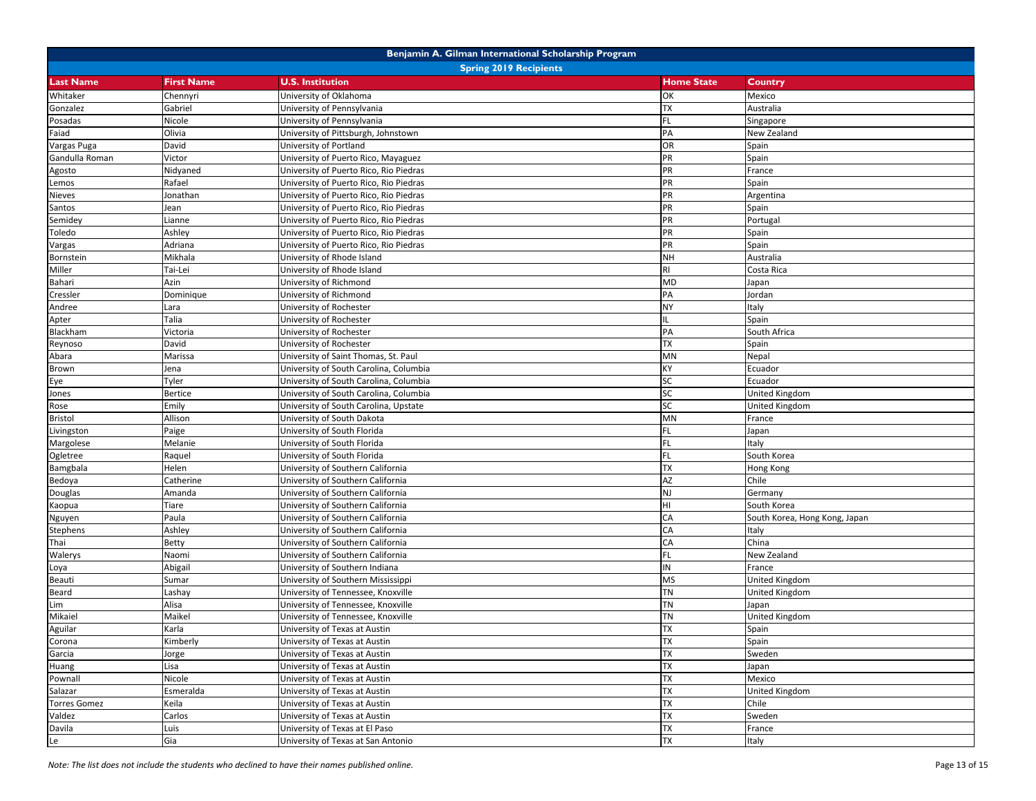| Benjamin A. Gilman International Scholarship Program | | | | |
|---|---|---|---|---|
| Spring 2019 Recipients | | | | |
| **Last Name** | **First Name** | **U.S. Institution** | **Home State** | **Country** |
| Whitaker | Chennyri | University of Oklahoma | OK | Mexico |
| Gonzalez | Gabriel | University of Pennsylvania | TX | Australia |
| Posadas | Nicole | University of Pennsylvania | FL | Singapore |
| Faiad | Olivia | University of Pittsburgh, Johnstown | PA | New Zealand |
| Vargas Puga | David | University of Portland | OR | Spain |
| Gandulla Roman | Victor | University of Puerto Rico, Mayaguez | PR | Spain |
| Agosto | Nidyaned | University of Puerto Rico, Rio Piedras | PR | France |
| Lemos | Rafael | University of Puerto Rico, Rio Piedras | PR | Spain |
| Nieves | Jonathan | University of Puerto Rico, Rio Piedras | PR | Argentina |
| Santos | Jean | University of Puerto Rico, Rio Piedras | PR | Spain |
| Semidey | Lianne | University of Puerto Rico, Rio Piedras | PR | Portugal |
| Toledo | Ashley | University of Puerto Rico, Rio Piedras | PR | Spain |
| Vargas | Adriana | University of Puerto Rico, Rio Piedras | PR | Spain |
| Bornstein | Mikhala | University of Rhode Island | NH | Australia |
| Miller | Tai-Lei | University of Rhode Island | RI | Costa Rica |
| Bahari | Azin | University of Richmond | MD | Japan |
| Cressler | Dominique | University of Richmond | PA | Jordan |
| Andree | Lara | University of Rochester | NY | Italy |
| Apter | Talia | University of Rochester | IL | Spain |
| Blackham | Victoria | University of Rochester | PA | South Africa |
| Reynoso | David | University of Rochester | TX | Spain |
| Abara | Marissa | University of Saint Thomas, St. Paul | MN | Nepal |
| Brown | Jena | University of South Carolina, Columbia | KY | Ecuador |
| Eye | Tyler | University of South Carolina, Columbia | SC | Ecuador |
| Jones | Bertice | University of South Carolina, Columbia | SC | United Kingdom |
| Rose | Emily | University of South Carolina, Upstate | SC | United Kingdom |
| Bristol | Allison | University of South Dakota | MN | France |
| Livingston | Paige | University of South Florida | FL | Japan |
| Margolese | Melanie | University of South Florida | FL | Italy |
| Ogletree | Raquel | University of South Florida | FL | South Korea |
| Bamgbala | Helen | University of Southern California | TX | Hong Kong |
| Bedoya | Catherine | University of Southern California | AZ | Chile |
| Douglas | Amanda | University of Southern California | NJ | Germany |
| Kaopua | Tiare | University of Southern California | HI | South Korea |
| Nguyen | Paula | University of Southern California | CA | South Korea, Hong Kong, Japan |
| Stephens | Ashley | University of Southern California | CA | Italy |
| Thai | Betty | University of Southern California | CA | China |
| Walerys | Naomi | University of Southern California | FL | New Zealand |
| Loya | Abigail | University of Southern Indiana | IN | France |
| Beauti | Sumar | University of Southern Mississippi | MS | United Kingdom |
| Beard | Lashay | University of Tennessee, Knoxville | TN | United Kingdom |
| Lim | Alisa | University of Tennessee, Knoxville | TN | Japan |
| Mikaiel | Maikel | University of Tennessee, Knoxville | TN | United Kingdom |
| Aguilar | Karla | University of Texas at Austin | TX | Spain |
| Corona | Kimberly | University of Texas at Austin | TX | Spain |
| Garcia | Jorge | University of Texas at Austin | TX | Sweden |
| Huang | Lisa | University of Texas at Austin | TX | Japan |
| Pownall | Nicole | University of Texas at Austin | TX | Mexico |
| Salazar | Esmeralda | University of Texas at Austin | TX | United Kingdom |
| Torres Gomez | Keila | University of Texas at Austin | TX | Chile |
| Valdez | Carlos | University of Texas at Austin | TX | Sweden |
| Davila | Luis | University of Texas at El Paso | TX | France |
| Le | Gia | University of Texas at San Antonio | TX | Italy |

*Note: The list does not include the students who declined to have their names published online.*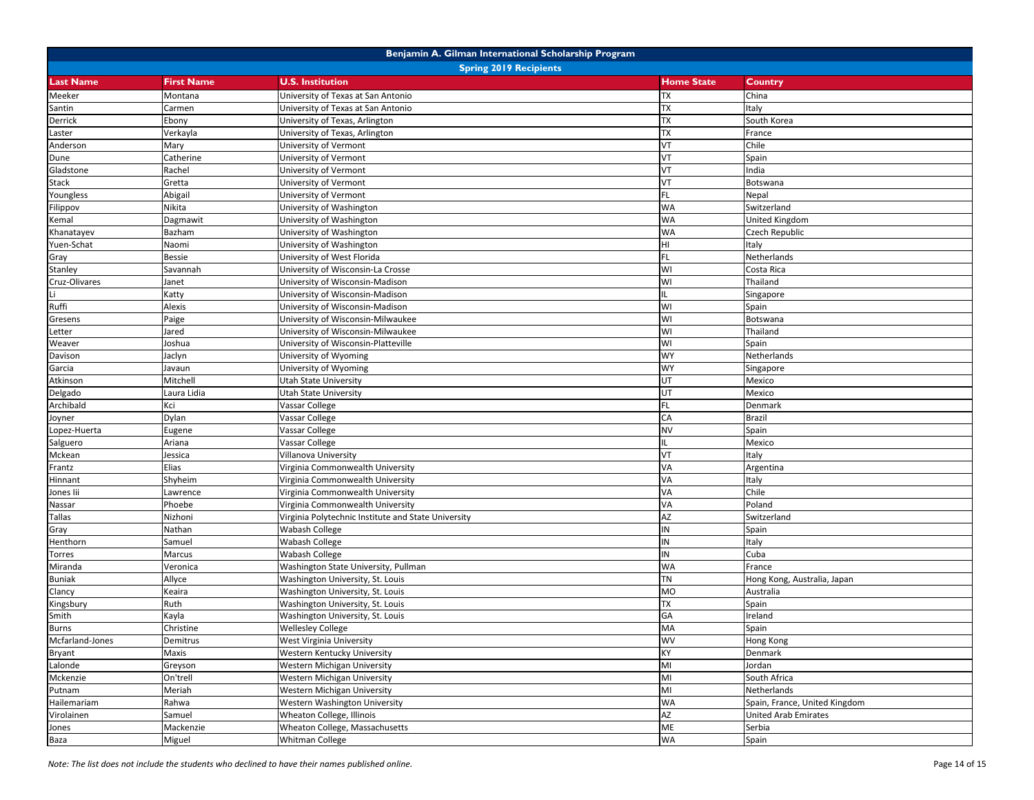| Benjamin A. Gilman International Scholarship Program | | | | |
|---|---|---|---|---|
| **Spring 2019 Recipients** | | | | |
| **Last Name** | **First Name** | **U.S. Institution** | **Home State** | **Country** |
| Meeker | Montana | University of Texas at San Antonio | TX | China |
| Santin | Carmen | University of Texas at San Antonio | TX | Italy |
| Derrick | Ebony | University of Texas, Arlington | TX | South Korea |
| Laster | Verkayla | University of Texas, Arlington | TX | France |
| Anderson | Mary | University of Vermont | VT | Chile |
| Dune | Catherine | University of Vermont | VT | Spain |
| Gladstone | Rachel | University of Vermont | VT | India |
| Stack | Gretta | University of Vermont | VT | Botswana |
| Youngless | Abigail | University of Vermont | FL | Nepal |
| Filippov | Nikita | University of Washington | WA | Switzerland |
| Kemal | Dagmawit | University of Washington | WA | United Kingdom |
| Khanatayev | Bazham | University of Washington | WA | Czech Republic |
| Yuen-Schat | Naomi | University of Washington | HI | Italy |
| Gray | Bessie | University of West Florida | FL | Netherlands |
| Stanley | Savannah | University of Wisconsin-La Crosse | WI | Costa Rica |
| Cruz-Olivares | Janet | University of Wisconsin-Madison | WI | Thailand |
| Li | Katty | University of Wisconsin-Madison | IL | Singapore |
| Ruffi | Alexis | University of Wisconsin-Madison | WI | Spain |
| Gresens | Paige | University of Wisconsin-Milwaukee | WI | Botswana |
| Letter | Jared | University of Wisconsin-Milwaukee | WI | Thailand |
| Weaver | Joshua | University of Wisconsin-Platteville | WI | Spain |
| Davison | Jaclyn | University of Wyoming | WY | Netherlands |
| Garcia | Javaun | University of Wyoming | WY | Singapore |
| Atkinson | Mitchell | Utah State University | UT | Mexico |
| Delgado | Laura Lidia | Utah State University | UT | Mexico |
| Archibald | Kci | Vassar College | FL | Denmark |
| Joyner | Dylan | Vassar College | CA | Brazil |
| Lopez-Huerta | Eugene | Vassar College | NV | Spain |
| Salguero | Ariana | Vassar College | IL | Mexico |
| Mckean | Jessica | Villanova University | VT | Italy |
| Frantz | Elias | Virginia Commonwealth University | VA | Argentina |
| Hinnant | Shyheim | Virginia Commonwealth University | VA | Italy |
| Jones Iii | Lawrence | Virginia Commonwealth University | VA | Chile |
| Nassar | Phoebe | Virginia Commonwealth University | VA | Poland |
| Tallas | Nizhoni | Virginia Polytechnic Institute and State University | AZ | Switzerland |
| Gray | Nathan | Wabash College | IN | Spain |
| Henthorn | Samuel | Wabash College | IN | Italy |
| Torres | Marcus | Wabash College | IN | Cuba |
| Miranda | Veronica | Washington State University, Pullman | WA | France |
| Buniak | Allyce | Washington University, St. Louis | TN | Hong Kong, Australia, Japan |
| Clancy | Keaira | Washington University, St. Louis | MO | Australia |
| Kingsbury | Ruth | Washington University, St. Louis | TX | Spain |
| Smith | Kayla | Washington University, St. Louis | GA | Ireland |
| Burns | Christine | Wellesley College | MA | Spain |
| Mcfarland-Jones | Demitrus | West Virginia University | WV | Hong Kong |
| Bryant | Maxis | Western Kentucky University | KY | Denmark |
| Lalonde | Greyson | Western Michigan University | MI | Jordan |
| Mckenzie | On'trell | Western Michigan University | MI | South Africa |
| Putnam | Meriah | Western Michigan University | MI | Netherlands |
| Hailemariam | Rahwa | Western Washington University | WA | Spain, France, United Kingdom |
| Virolainen | Samuel | Wheaton College, Illinois | AZ | United Arab Emirates |
| Jones | Mackenzie | Wheaton College, Massachusetts | ME | Serbia |
| Baza | Miguel | Whitman College | WA | Spain |

*Note: The list does not include the students who declined to have their names published online.*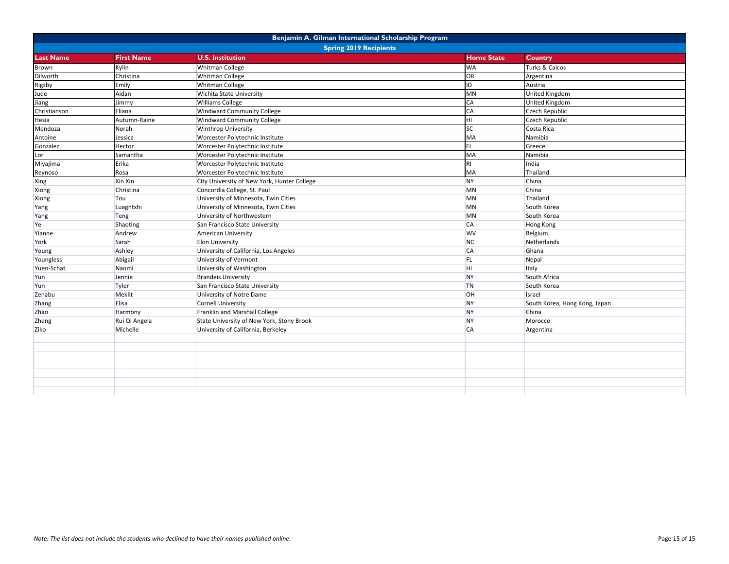| Benjamin A. Gilman International Scholarship Program | | | | |
|---|---|---|---|---|
| Spring 2019 Recipients | | | | |
| **Last Name** | **First Name** | **U.S. Institution** | **Home State** | **Country** |
| Brown | Kylin | Whitman College | WA | Turks & Caicos |
| Dilworth | Christina | Whitman College | OR | Argentina |
| Rigsby | Emily | Whitman College | ID | Austria |
| Jude | Aidan | Wichita State University | MN | United Kingdom |
| Jiang | Jimmy | Williams College | CA | United Kingdom |
| Christianson | Eliana | Windward Community College | CA | Czech Republic |
| Hesia | Autumn-Raine | Windward Community College | HI | Czech Republic |
| Mendoza | Norah | Winthrop University | SC | Costa Rica |
| Antoine | Jessica | Worcester Polytechnic Institute | MA | Namibia |
| Gonzalez | Hector | Worcester Polytechnic Institute | FL | Greece |
| Lor | Samantha | Worcester Polytechnic Institute | MA | Namibia |
| Miyajima | Erika | Worcester Polytechnic Institute | RI | India |
| Reynoso | Rosa | Worcester Polytechnic Institute | MA | Thailand |
| Xing | Xin Xin | City University of New York, Hunter College | NY | China |
| Xiong | Christina | Concordia College, St. Paul | MN | China |
| Xiong | Tou | University of Minnesota, Twin Cities | MN | Thailand |
| Yang | Luagntxhi | University of Minnesota, Twin Cities | MN | South Korea |
| Yang | Teng | University of Northwestern | MN | South Korea |
| Ye | Shaoting | San Francisco State University | CA | Hong Kong |
| Yianne | Andrew | American University | WV | Belgium |
| York | Sarah | Elon University | NC | Netherlands |
| Young | Ashley | University of California, Los Angeles | CA | Ghana |
| Youngless | Abigail | University of Vermont | FL | Nepal |
| Yuen-Schat | Naomi | University of Washington | HI | Italy |
| Yun | Jennie | Brandeis University | NY | South Africa |
| Yun | Tyler | San Francisco State University | TN | South Korea |
| Zenabu | Meklit | University of Notre Dame | OH | Israel |
| Zhang | Elisa | Cornell University | NY | South Korea, Hong Kong, Japan |
| Zhao | Harmony | Franklin and Marshall College | NY | China |
| Zheng | Rui Qi Angela | State University of New York, Stony Brook | NY | Morocco |
| Ziko | Michelle | University of California, Berkeley | CA | Argentina |

*Note: The list does not include the students who declined to have their names published online.*